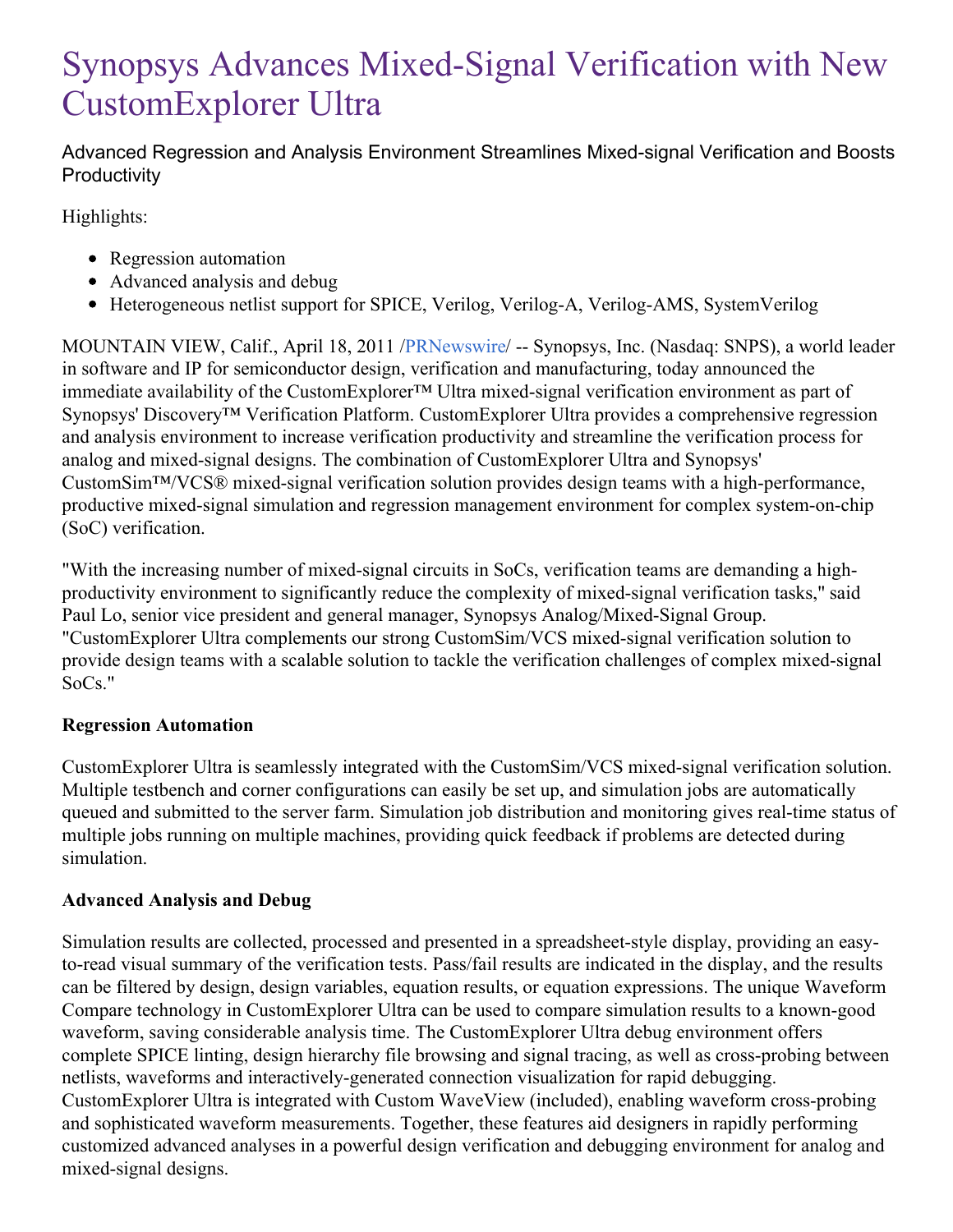# Synopsys Advances Mixed-Signal Verification with New CustomExplorer Ultra

Advanced Regression and Analysis Environment Streamlines Mixed-signal Verification and Boosts Productivity

Highlights:

- Regression automation
- Advanced analysis and debug
- Heterogeneous netlist support for SPICE, Verilog, Verilog-A, Verilog-AMS, SystemVerilog

MOUNTAIN VIEW, Calif., April 18, 2011 /PRNewswire/ -- Synopsys, Inc. (Nasdaq: SNPS), a world leader in software and IP for semiconductor design, verification and manufacturing, today announced the immediate availability of the CustomExplorer™ Ultra mixed-signal verification environment as part of Synopsys' Discovery™ Verification Platform. CustomExplorer Ultra provides a comprehensive regression and analysis environment to increase verification productivity and streamline the verification process for analog and mixed-signal designs. The combination of CustomExplorer Ultra and Synopsys' CustomSim™/VCS® mixed-signal verification solution provides design teams with a high-performance, productive mixed-signal simulation and regression management environment for complex system-on-chip (SoC) verification.

"With the increasing number of mixed-signal circuits in SoCs, verification teams are demanding a high-productivity environment to significantly reduce the complexity of mixed-signal verification tasks," said Paul Lo, senior vice president and general manager, Synopsys Analog/Mixed-Signal Group. "CustomExplorer Ultra complements our strong CustomSim/VCS mixed-signal verification solution to provide design teams with a scalable solution to tackle the verification challenges of complex mixed-signal SoCs."

**Regression Automation**

CustomExplorer Ultra is seamlessly integrated with the CustomSim/VCS mixed-signal verification solution. Multiple testbench and corner configurations can easily be set up, and simulation jobs are automatically queued and submitted to the server farm. Simulation job distribution and monitoring gives real-time status of multiple jobs running on multiple machines, providing quick feedback if problems are detected during simulation.

**Advanced Analysis and Debug**

Simulation results are collected, processed and presented in a spreadsheet-style display, providing an easy-to-read visual summary of the verification tests. Pass/fail results are indicated in the display, and the results can be filtered by design, design variables, equation results, or equation expressions. The unique Waveform Compare technology in CustomExplorer Ultra can be used to compare simulation results to a known-good waveform, saving considerable analysis time. The CustomExplorer Ultra debug environment offers complete SPICE linting, design hierarchy file browsing and signal tracing, as well as cross-probing between netlists, waveforms and interactively-generated connection visualization for rapid debugging. CustomExplorer Ultra is integrated with Custom WaveView (included), enabling waveform cross-probing and sophisticated waveform measurements. Together, these features aid designers in rapidly performing customized advanced analyses in a powerful design verification and debugging environment for analog and mixed-signal designs.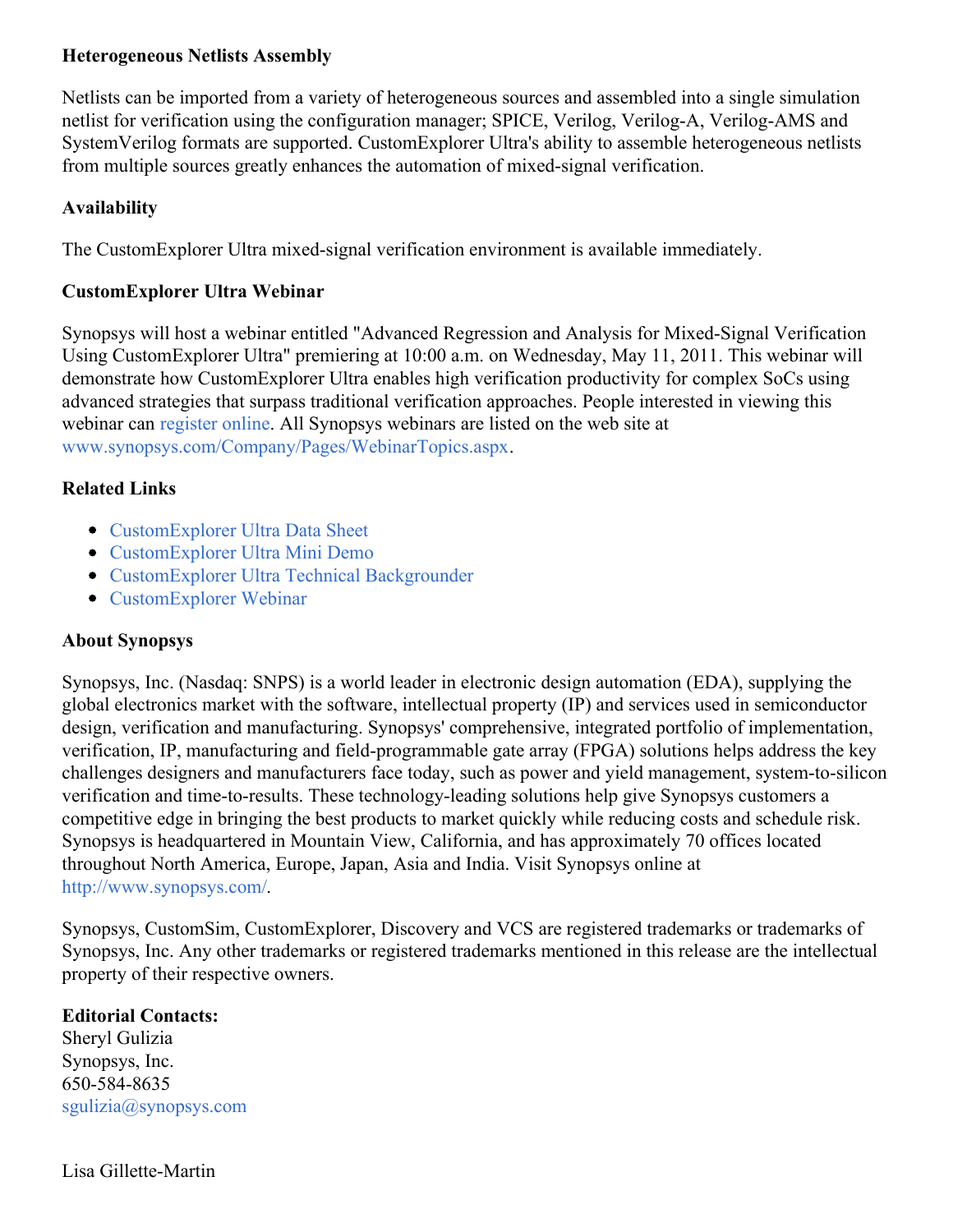### Heterogeneous Netlists Assembly

Netlists can be imported from a variety of heterogeneous sources and assembled into a single simulation netlist for verification using the configuration manager; SPICE, Verilog, Verilog-A, Verilog-AMS and SystemVerilog formats are supported. CustomExplorer Ultra's ability to assemble heterogeneous netlists from multiple sources greatly enhances the automation of mixed-signal verification.

### Availability

The CustomExplorer Ultra mixed-signal verification environment is available immediately.

### CustomExplorer Ultra Webinar

Synopsys will host a webinar entitled "Advanced Regression and Analysis for Mixed-Signal Verification Using CustomExplorer Ultra" premiering at 10:00 a.m. on Wednesday, May 11, 2011. This webinar will demonstrate how CustomExplorer Ultra enables high verification productivity for complex SoCs using advanced strategies that surpass traditional verification approaches. People interested in viewing this webinar can register online. All Synopsys webinars are listed on the web site at www.synopsys.com/Company/Pages/WebinarTopics.aspx.

### Related Links

- CustomExplorer Ultra Data Sheet
- CustomExplorer Ultra Mini Demo
- CustomExplorer Ultra Technical Backgrounder
- CustomExplorer Webinar

### About Synopsys

Synopsys, Inc. (Nasdaq: SNPS) is a world leader in electronic design automation (EDA), supplying the global electronics market with the software, intellectual property (IP) and services used in semiconductor design, verification and manufacturing. Synopsys' comprehensive, integrated portfolio of implementation, verification, IP, manufacturing and field-programmable gate array (FPGA) solutions helps address the key challenges designers and manufacturers face today, such as power and yield management, system-to-silicon verification and time-to-results. These technology-leading solutions help give Synopsys customers a competitive edge in bringing the best products to market quickly while reducing costs and schedule risk. Synopsys is headquartered in Mountain View, California, and has approximately 70 offices located throughout North America, Europe, Japan, Asia and India. Visit Synopsys online at http://www.synopsys.com/.

Synopsys, CustomSim, CustomExplorer, Discovery and VCS are registered trademarks or trademarks of Synopsys, Inc. Any other trademarks or registered trademarks mentioned in this release are the intellectual property of their respective owners.

**Editorial Contacts:**
Sheryl Gulizia
Synopsys, Inc.
650-584-8635
sgulizia@synopsys.com

Lisa Gillette-Martin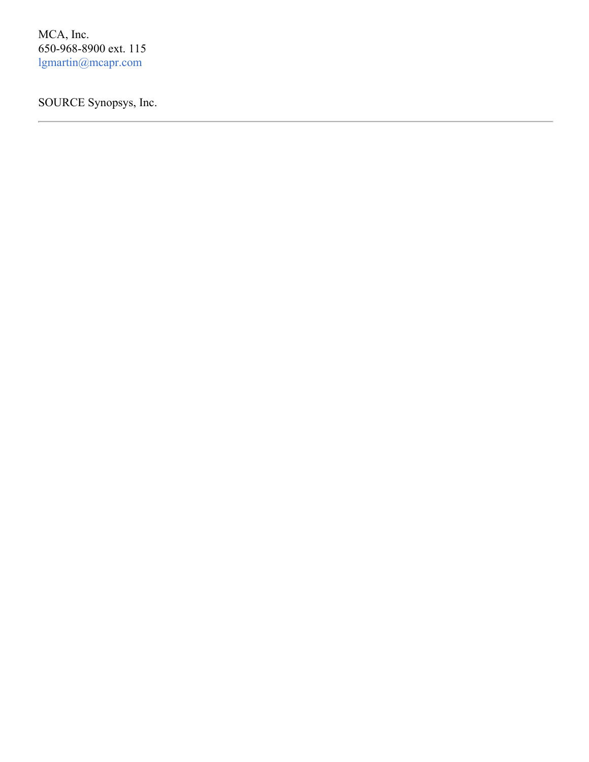MCA, Inc.
650-968-8900 ext. 115
lgmartin@mcapr.com

SOURCE Synopsys, Inc.

---